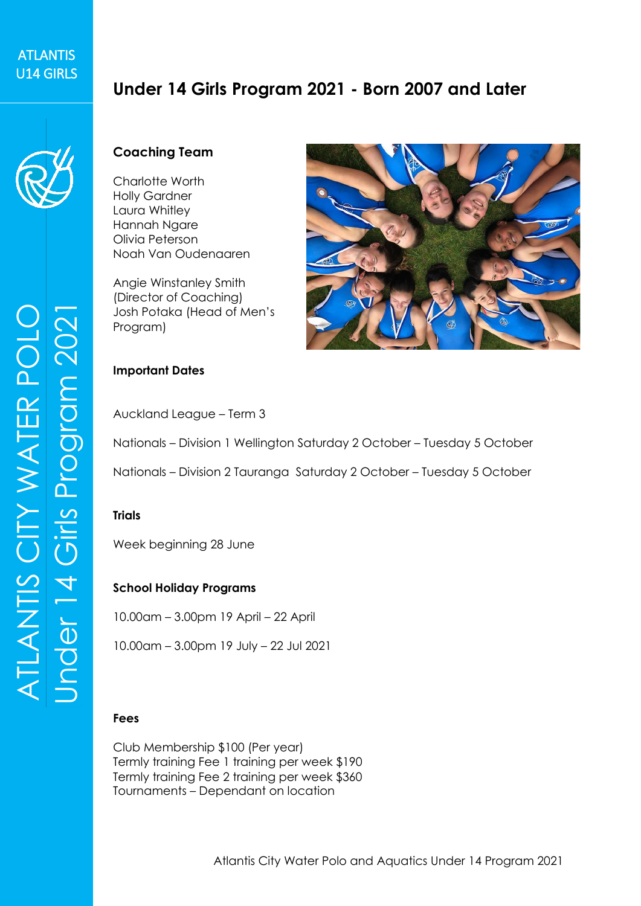ATLANTIS U14 GIRLS

ATLANTIS CITY WATER POLO
Under 14 Girls Program 2021

# Under 14 Girls Program 2021 - Born 2007 and Later

## Coaching Team

Charlotte Worth
Holly Gardner
Laura Whitley
Hannah Ngare
Olivia Peterson
Noah Van Oudenaaren

Angie Winstanley Smith (Director of Coaching)
Josh Potaka (Head of Men's Program)

## Important Dates

Auckland League – Term 3

Nationals – Division 1 Wellington Saturday 2 October – Tuesday 5 October

Nationals – Division 2 Tauranga Saturday 2 October – Tuesday 5 October

## Trials

Week beginning 28 June

## School Holiday Programs

10.00am – 3.00pm 19 April – 22 April

10.00am – 3.00pm 19 July – 22 Jul 2021

## Fees

Club Membership $100 (Per year)
Termly training Fee 1 training per week $190
Termly training Fee 2 training per week $360
Tournaments – Dependant on location

Atlantis City Water Polo and Aquatics Under 14 Program 2021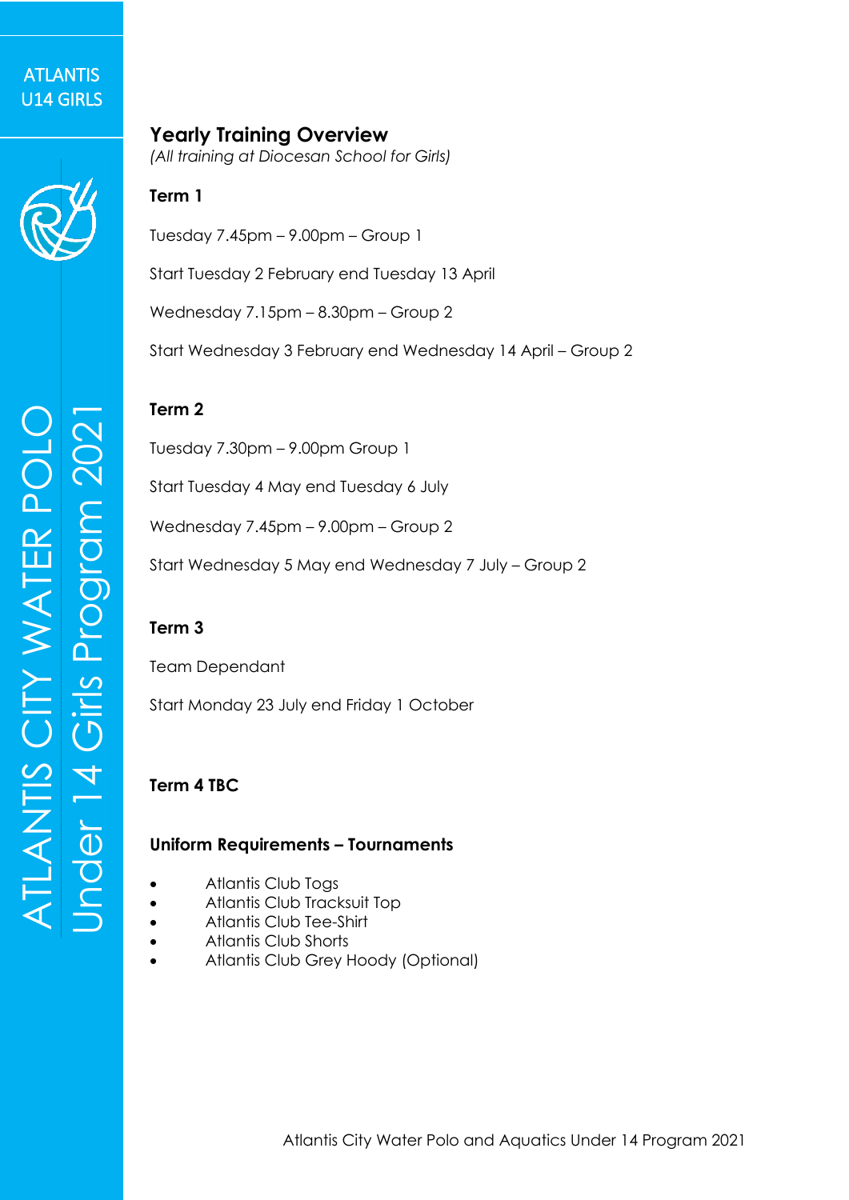## Yearly Training Overview

*(All training at Diocesan School for Girls)*

### Term 1

Tuesday 7.45pm – 9.00pm – Group 1

Start Tuesday 2 February end Tuesday 13 April

Wednesday 7.15pm – 8.30pm – Group 2

Start Wednesday 3 February end Wednesday 14 April – Group 2

### Term 2

Tuesday 7.30pm – 9.00pm Group 1

Start Tuesday 4 May end Tuesday 6 July

Wednesday 7.45pm – 9.00pm – Group 2

Start Wednesday 5 May end Wednesday 7 July – Group 2

### Term 3

Team Dependant

Start Monday 23 July end Friday 1 October

### Term 4 TBC

### Uniform Requirements – Tournaments

- Atlantis Club Togs
- Atlantis Club Tracksuit Top
- Atlantis Club Tee-Shirt
- Atlantis Club Shorts
- Atlantis Club Grey Hoody (Optional)